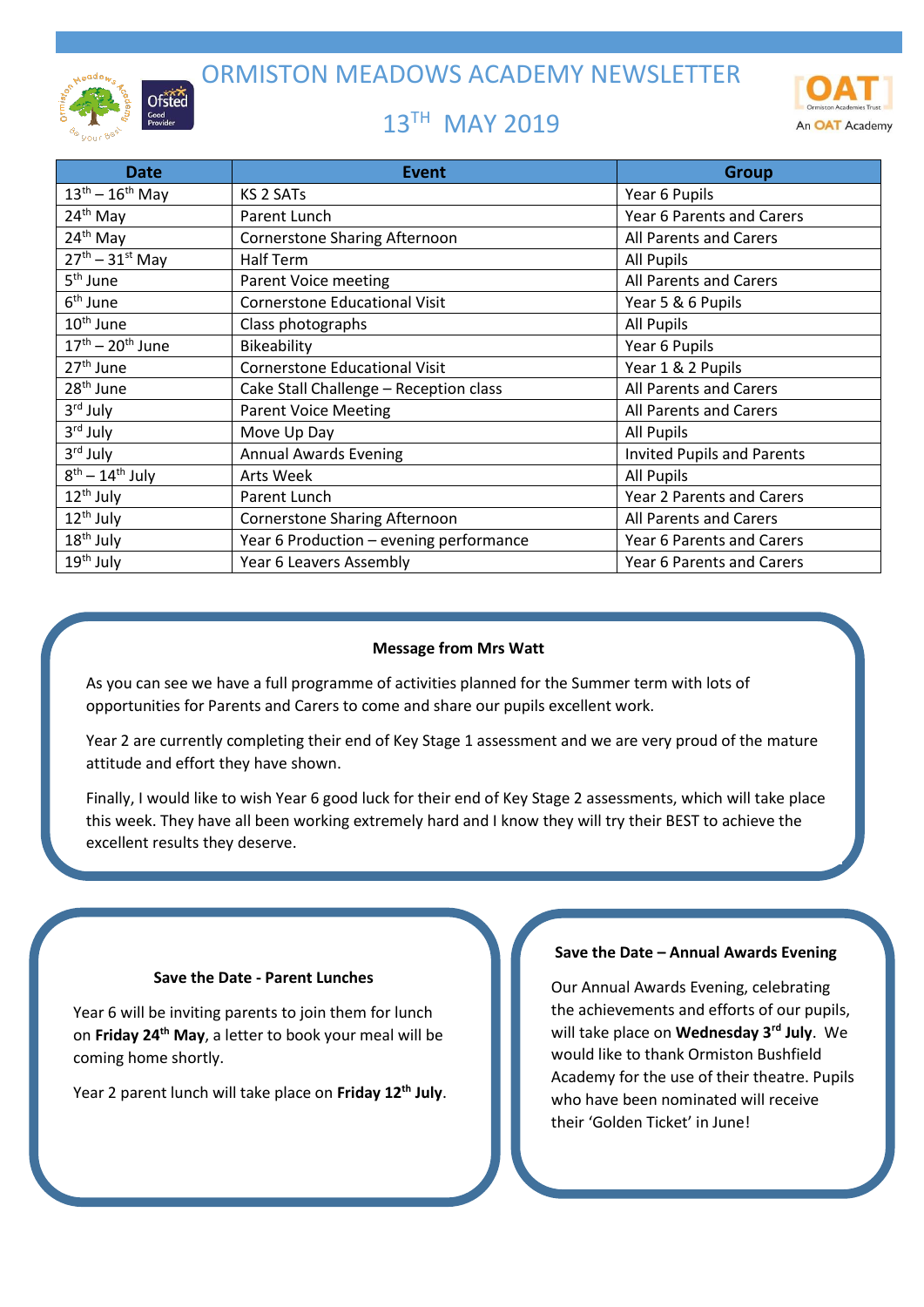# ORMISTON MEADOWS ACADEMY NEWSLETTER

## 13TH MAY 2019

| Date | Event | Group |
|---|---|---|
| 13th – 16th May | KS 2 SATs | Year 6 Pupils |
| 24th May | Parent Lunch | Year 6 Parents and Carers |
| 24th May | Cornerstone Sharing Afternoon | All Parents and Carers |
| 27th – 31st May | Half Term | All Pupils |
| 5th June | Parent Voice meeting | All Parents and Carers |
| 6th June | Cornerstone Educational Visit | Year 5 & 6 Pupils |
| 10th June | Class photographs | All Pupils |
| 17th – 20th June | Bikeability | Year 6 Pupils |
| 27th June | Cornerstone Educational Visit | Year 1 & 2 Pupils |
| 28th June | Cake Stall Challenge – Reception class | All Parents and Carers |
| 3rd July | Parent Voice Meeting | All Parents and Carers |
| 3rd July | Move Up Day | All Pupils |
| 3rd July | Annual Awards Evening | Invited Pupils and Parents |
| 8th – 14th July | Arts Week | All Pupils |
| 12th July | Parent Lunch | Year 2 Parents and Carers |
| 12th July | Cornerstone Sharing Afternoon | All Parents and Carers |
| 18th July | Year 6 Production – evening performance | Year 6 Parents and Carers |
| 19th July | Year 6 Leavers Assembly | Year 6 Parents and Carers |

**Message from Mrs Watt**

As you can see we have a full programme of activities planned for the Summer term with lots of opportunities for Parents and Carers to come and share our pupils excellent work.

Year 2 are currently completing their end of Key Stage 1 assessment and we are very proud of the mature attitude and effort they have shown.

Finally, I would like to wish Year 6 good luck for their end of Key Stage 2 assessments, which will take place this week. They have all been working extremely hard and I know they will try their BEST to achieve the excellent results they deserve.

**Save the Date - Parent Lunches**

Year 6 will be inviting parents to join them for lunch on **Friday 24th May**, a letter to book your meal will be coming home shortly.

Year 2 parent lunch will take place on **Friday 12th July**.

**Save the Date – Annual Awards Evening**

Our Annual Awards Evening, celebrating the achievements and efforts of our pupils, will take place on **Wednesday 3rd July**. We would like to thank Ormiston Bushfield Academy for the use of their theatre. Pupils who have been nominated will receive their 'Golden Ticket' in June!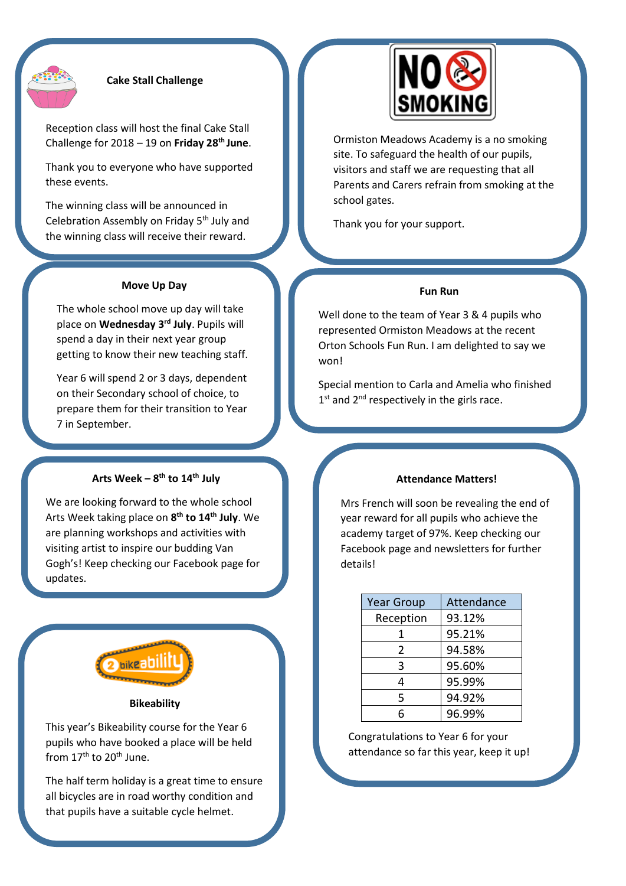## Cake Stall Challenge

Reception class will host the final Cake Stall Challenge for 2018 – 19 on **Friday 28th June**.

Thank you to everyone who have supported these events.

The winning class will be announced in Celebration Assembly on Friday 5th July and the winning class will receive their reward.

## NO SMOKING

Ormiston Meadows Academy is a no smoking site. To safeguard the health of our pupils, visitors and staff we are requesting that all Parents and Carers refrain from smoking at the school gates.

Thank you for your support.

## Move Up Day

The whole school move up day will take place on **Wednesday 3rd July**. Pupils will spend a day in their next year group getting to know their new teaching staff.

Year 6 will spend 2 or 3 days, dependent on their Secondary school of choice, to prepare them for their transition to Year 7 in September.

## Fun Run

Well done to the team of Year 3 & 4 pupils who represented Ormiston Meadows at the recent Orton Schools Fun Run. I am delighted to say we won!

Special mention to Carla and Amelia who finished 1st and 2nd respectively in the girls race.

## Arts Week – 8th to 14th July

We are looking forward to the whole school Arts Week taking place on **8th to 14th July**. We are planning workshops and activities with visiting artist to inspire our budding Van Gogh's! Keep checking our Facebook page for updates.

## Attendance Matters!

Mrs French will soon be revealing the end of year reward for all pupils who achieve the academy target of 97%. Keep checking our Facebook page and newsletters for further details!

| Year Group | Attendance |
|---|---|
| Reception | 93.12% |
| 1 | 95.21% |
| 2 | 94.58% |
| 3 | 95.60% |
| 4 | 95.99% |
| 5 | 94.92% |
| 6 | 96.99% |

Congratulations to Year 6 for your attendance so far this year, keep it up!

## Bikeability

This year's Bikeability course for the Year 6 pupils who have booked a place will be held from 17th to 20th June.

The half term holiday is a great time to ensure all bicycles are in road worthy condition and that pupils have a suitable cycle helmet.